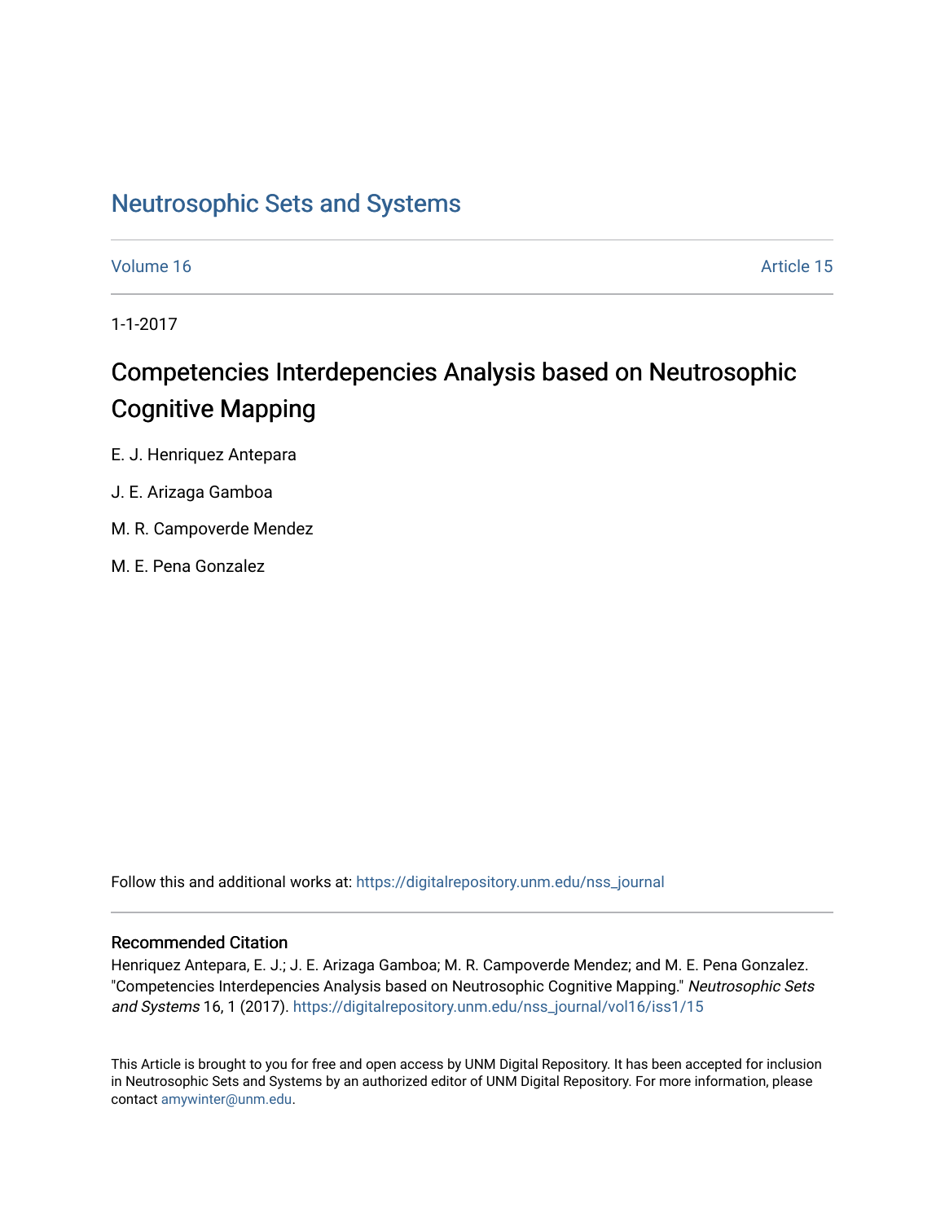# Neutrosophic Sets and Systems

Volume 16 Article 15

1-1-2017

## Competencies Interdepencies Analysis based on Neutrosophic Cognitive Mapping

E. J. Henriquez Antepara

J. E. Arizaga Gamboa

M. R. Campoverde Mendez

M. E. Pena Gonzalez

Follow this and additional works at: https://digitalrepository.unm.edu/nss_journal

### Recommended Citation

Henriquez Antepara, E. J.; J. E. Arizaga Gamboa; M. R. Campoverde Mendez; and M. E. Pena Gonzalez. "Competencies Interdepencies Analysis based on Neutrosophic Cognitive Mapping." *Neutrosophic Sets and Systems* 16, 1 (2017). https://digitalrepository.unm.edu/nss_journal/vol16/iss1/15

This Article is brought to you for free and open access by UNM Digital Repository. It has been accepted for inclusion in Neutrosophic Sets and Systems by an authorized editor of UNM Digital Repository. For more information, please contact amywinter@unm.edu.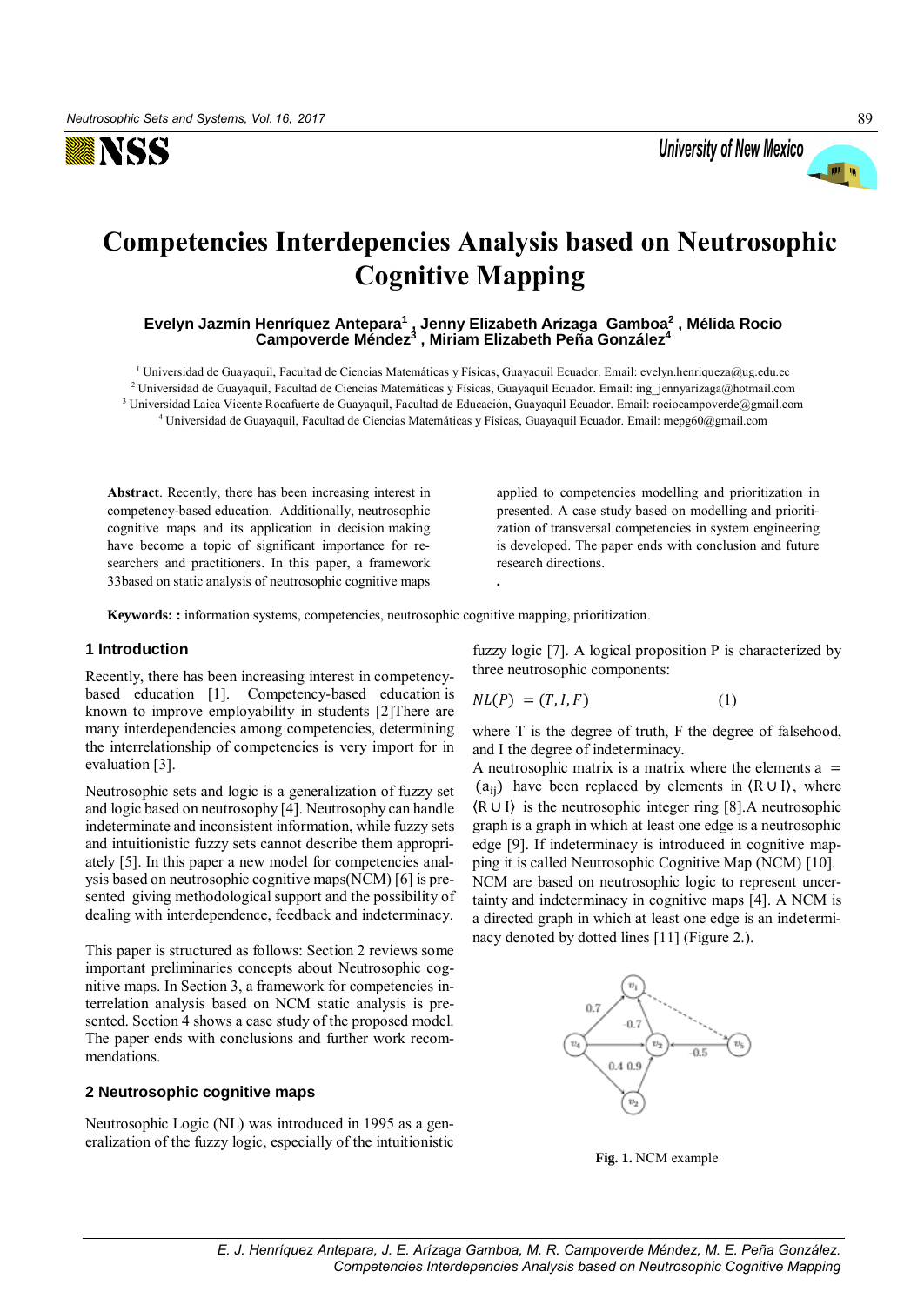# Competencies Interdepencies Analysis based on Neutrosophic Cognitive Mapping

**Evelyn Jazmín Henríquez Antepara[1] , Jenny Elizabeth Arízaga Gamboa[2] , Mélida Rocio Campoverde Méndez[3] , Miriam Elizabeth Peña González[4]**

[1] Universidad de Guayaquil, Facultad de Ciencias Matemáticas y Físicas, Guayaquil Ecuador. Email: evelyn.henriqueza@ug.edu.ec

[2] Universidad de Guayaquil, Facultad de Ciencias Matemáticas y Físicas, Guayaquil Ecuador. Email: ing_jennyarizaga@hotmail.com

[3] Universidad Laica Vicente Rocafuerte de Guayaquil, Facultad de Educación, Guayaquil Ecuador. Email: rociocampoverde@gmail.com

[4] Universidad de Guayaquil, Facultad de Ciencias Matemáticas y Físicas, Guayaquil Ecuador. Email: mepg60@gmail.com

**Abstract**. Recently, there has been increasing interest in competency-based education. Additionally, neutrosophic cognitive maps and its application in decision making have become a topic of significant importance for researchers and practitioners. In this paper, a framework 33based on static analysis of neutrosophic cognitive maps applied to competencies modelling and prioritization in presented. A case study based on modelling and prioritization of transversal competencies in system engineering is developed. The paper ends with conclusion and future research directions.

.

**Keywords: :** information systems, competencies, neutrosophic cognitive mapping, prioritization.

## 1 Introduction

Recently, there has been increasing interest in competency-based education [1]. Competency-based education is known to improve employability in students [2]There are many interdependencies among competencies, determining the interrelationship of competencies is very import for in evaluation [3].

Neutrosophic sets and logic is a generalization of fuzzy set and logic based on neutrosophy [4]. Neutrosophy can handle indeterminate and inconsistent information, while fuzzy sets and intuitionistic fuzzy sets cannot describe them appropriately [5]. In this paper a new model for competencies analysis based on neutrosophic cognitive maps(NCM) [6] is presented giving methodological support and the possibility of dealing with interdependence, feedback and indeterminacy.

This paper is structured as follows: Section 2 reviews some important preliminaries concepts about Neutrosophic cognitive maps. In Section 3, a framework for competencies interrelation analysis based on NCM static analysis is presented. Section 4 shows a case study of the proposed model. The paper ends with conclusions and further work recommendations.

## 2 Neutrosophic cognitive maps

Neutrosophic Logic (NL) was introduced in 1995 as a generalization of the fuzzy logic, especially of the intuitionistic fuzzy logic [7]. A logical proposition P is characterized by three neutrosophic components:

$$NL(P) = (T, I, F) \tag{1}$$

where T is the degree of truth, F the degree of falsehood, and I the degree of indeterminacy.

A neutrosophic matrix is a matrix where the elements $a = (a_{ij})$ have been replaced by elements in $\langle R \cup I \rangle$, where $\langle R \cup I \rangle$ is the neutrosophic integer ring [8].A neutrosophic graph is a graph in which at least one edge is a neutrosophic edge [9]. If indeterminacy is introduced in cognitive mapping it is called Neutrosophic Cognitive Map (NCM) [10]. NCM are based on neutrosophic logic to represent uncertainty and indeterminacy in cognitive maps [4]. A NCM is a directed graph in which at least one edge is an indeterminacy denoted by dotted lines [11] (Figure 2.).

**Fig. 1.** NCM example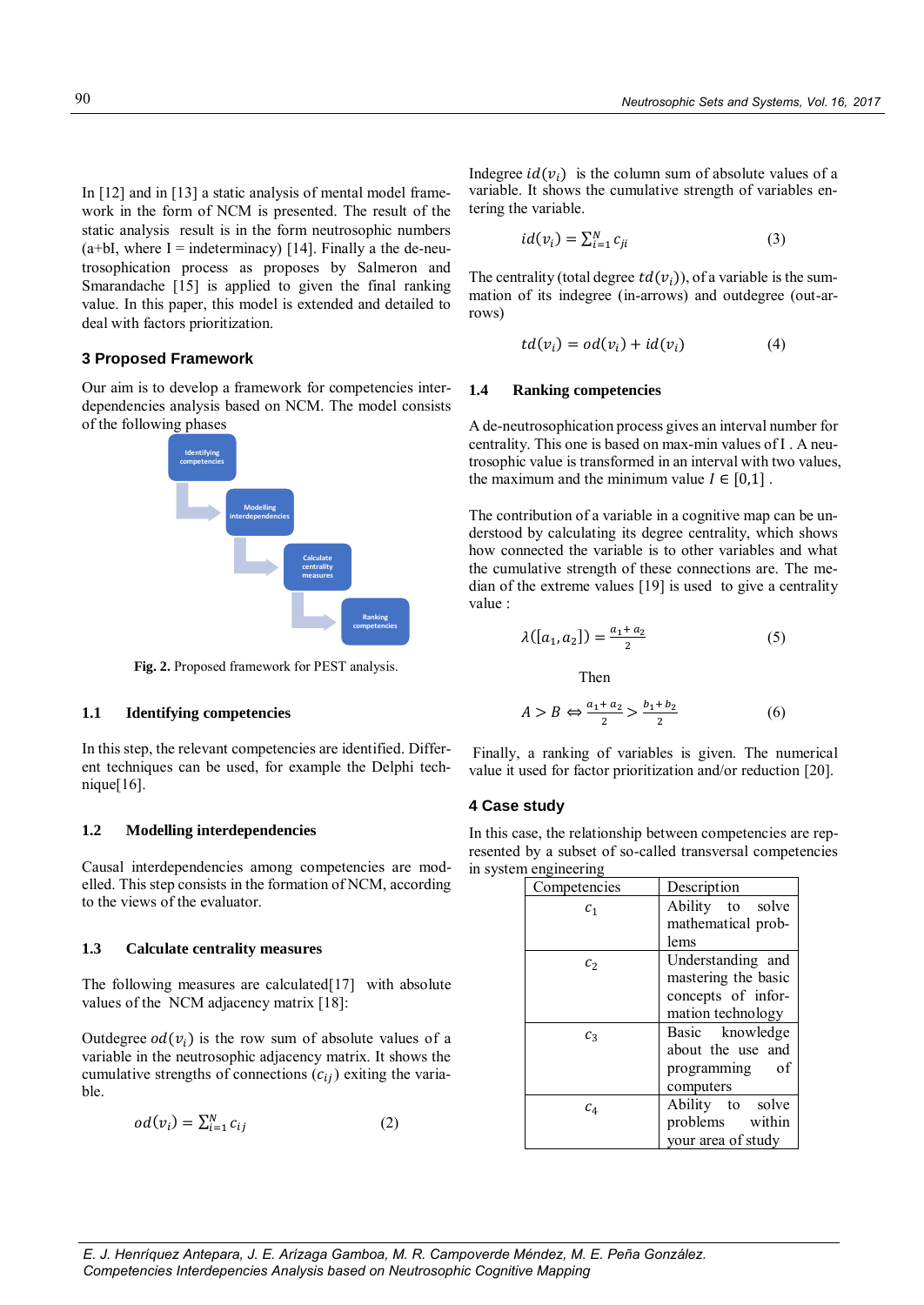In [12] and in [13] a static analysis of mental model framework in the form of NCM is presented. The result of the static analysis result is in the form neutrosophic numbers (a+bI, where I = indeterminacy) [14]. Finally a the de-neutrosophication process as proposes by Salmeron and Smarandache [15] is applied to given the final ranking value. In this paper, this model is extended and detailed to deal with factors prioritization.

## 3 Proposed Framework

Our aim is to develop a framework for competencies interdependencies analysis based on NCM. The model consists of the following phases

Identifying competencies → Modelling interdependencies → Calculate centrality measures → Ranking competencies

**Fig. 2.** Proposed framework for PEST analysis.

### 1.1 Identifying competencies

In this step, the relevant competencies are identified. Different techniques can be used, for example the Delphi technique[16].

### 1.2 Modelling interdependencies

Causal interdependencies among competencies are modelled. This step consists in the formation of NCM, according to the views of the evaluator.

### 1.3 Calculate centrality measures

The following measures are calculated[17] with absolute values of the NCM adjacency matrix [18]:

Outdegree $od(v_i)$ is the row sum of absolute values of a variable in the neutrosophic adjacency matrix. It shows the cumulative strengths of connections ($c_{ij}$) exiting the variable.

$$od(v_i) = \sum_{i=1}^{N} c_{ij} \tag{2}$$

Indegree $id(v_i)$ is the column sum of absolute values of a variable. It shows the cumulative strength of variables entering the variable.

$$id(v_i) = \sum_{i=1}^{N} c_{ji} \tag{3}$$

The centrality (total degree $td(v_i)$), of a variable is the summation of its indegree (in-arrows) and outdegree (out-arrows)

$$td(v_i) = od(v_i) + id(v_i) \tag{4}$$

### 1.4 Ranking competencies

A de-neutrosophication process gives an interval number for centrality. This one is based on max-min values of I . A neutrosophic value is transformed in an interval with two values, the maximum and the minimum value $I \in [0,1]$ .

The contribution of a variable in a cognitive map can be understood by calculating its degree centrality, which shows how connected the variable is to other variables and what the cumulative strength of these connections are. The median of the extreme values [19] is used to give a centrality value :

$$\lambda([a_1, a_2]) = \frac{a_1 + a_2}{2} \tag{5}$$

Then

$$A > B \Leftrightarrow \frac{a_1 + a_2}{2} > \frac{b_1 + b_2}{2} \tag{6}$$

Finally, a ranking of variables is given. The numerical value it used for factor prioritization and/or reduction [20].

## 4 Case study

In this case, the relationship between competencies are represented by a subset of so-called transversal competencies in system engineering

| Competencies | Description |
|---|---|
| $c_1$ | Ability to solve mathematical problems |
| $c_2$ | Understanding and mastering the basic concepts of information technology |
| $c_3$ | Basic knowledge about the use and programming of computers |
| $c_4$ | Ability to solve problems within your area of study |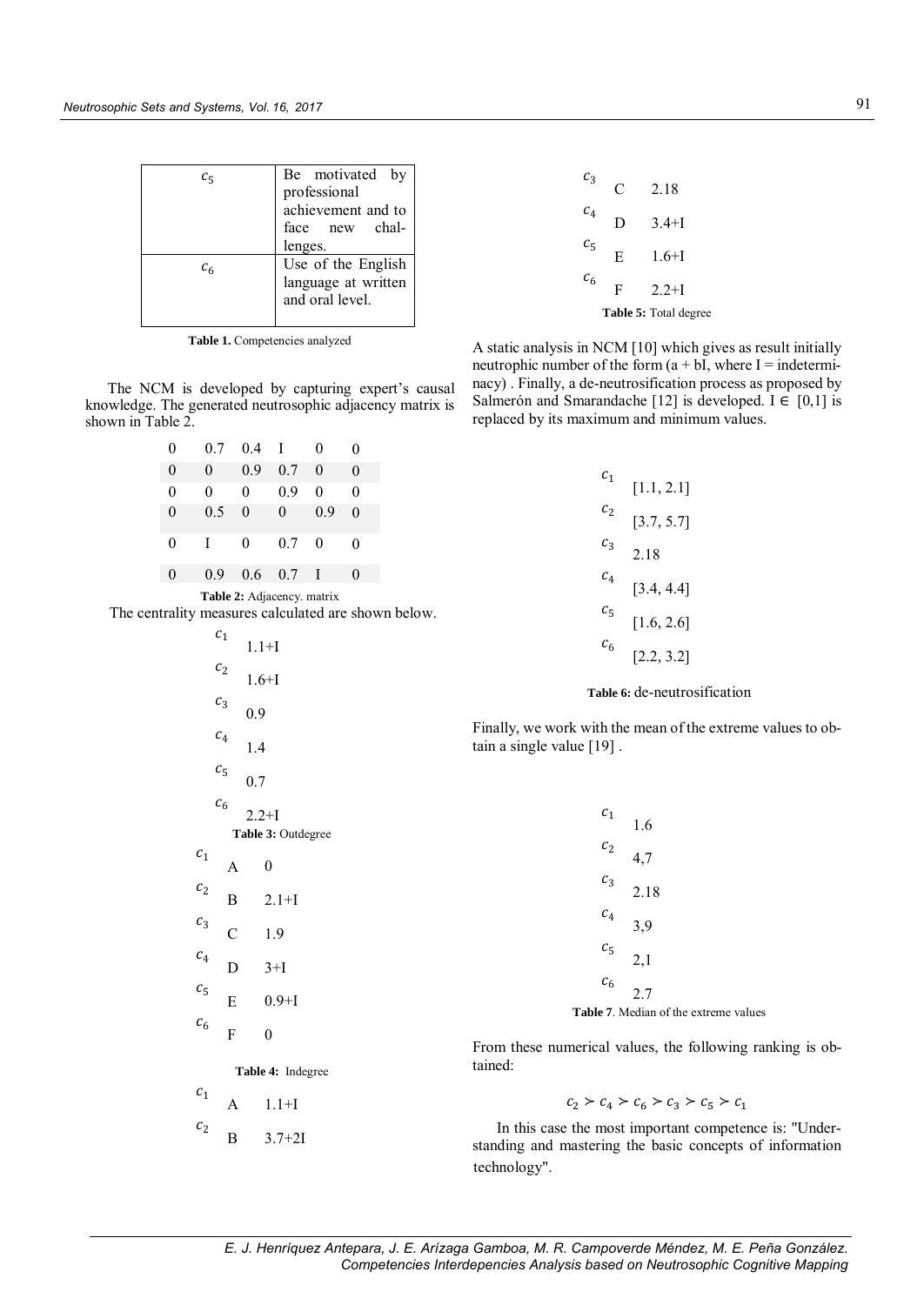| | |
|---|---|
| $c_5$ | Be motivated by professional achievement and to face new challenges. |
| $c_6$ | Use of the English language at written and oral level. |

**Table 1.** Competencies analyzed

The NCM is developed by capturing expert's causal knowledge. The generated neutrosophic adjacency matrix is shown in Table 2.

| | | | | | |
|---|---|---|---|---|---|
| 0 | 0.7 | 0.4 | I | 0 | 0 |
| 0 | 0 | 0.9 | 0.7 | 0 | 0 |
| 0 | 0 | 0 | 0.9 | 0 | 0 |
| 0 | 0.5 | 0 | 0 | 0.9 | 0 |
| 0 | I | 0 | 0.7 | 0 | 0 |
| 0 | 0.9 | 0.6 | 0.7 | I | 0 |

**Table 2:** Adjacency. matrix

The centrality measures calculated are shown below.

| | |
|---|---|
| $c_1$ | 1.1+I |
| $c_2$ | 1.6+I |
| $c_3$ | 0.9 |
| $c_4$ | 1.4 |
| $c_5$ | 0.7 |
| $c_6$ | 2.2+I |

**Table 3:** Outdegree

| | | |
|---|---|---|
| $c_1$ | A | 0 |
| $c_2$ | B | 2.1+I |
| $c_3$ | C | 1.9 |
| $c_4$ | D | 3+I |
| $c_5$ | E | 0.9+I |
| $c_6$ | F | 0 |

**Table 4:** Indegree

| | | |
|---|---|---|
| $c_1$ | A | 1.1+I |
| $c_2$ | B | 3.7+2I |
| $c_3$ | C | 2.18 |
| $c_4$ | D | 3.4+I |
| $c_5$ | E | 1.6+I |
| $c_6$ | F | 2.2+I |

**Table 5:** Total degree

A static analysis in NCM [10] which gives as result initially neutrophic number of the form (a + bI, where I = indeterminacy) . Finally, a de-neutrosification process as proposed by Salmerón and Smarandache [12] is developed. I ∈ [0,1] is replaced by its maximum and minimum values.

| | |
|---|---|
| $c_1$ | [1.1, 2.1] |
| $c_2$ | [3.7, 5.7] |
| $c_3$ | 2.18 |
| $c_4$ | [3.4, 4.4] |
| $c_5$ | [1.6, 2.6] |
| $c_6$ | [2.2, 3.2] |

**Table 6:** de-neutrosification

Finally, we work with the mean of the extreme values to obtain a single value [19] .

| | |
|---|---|
| $c_1$ | 1.6 |
| $c_2$ | 4,7 |
| $c_3$ | 2.18 |
| $c_4$ | 3,9 |
| $c_5$ | 2,1 |
| $c_6$ | 2.7 |

**Table 7**. Median of the extreme values

From these numerical values, the following ranking is obtained:

$$c_2 \succ c_4 \succ c_6 \succ c_3 \succ c_5 \succ c_1$$

In this case the most important competence is: "Understanding and mastering the basic concepts of information technology".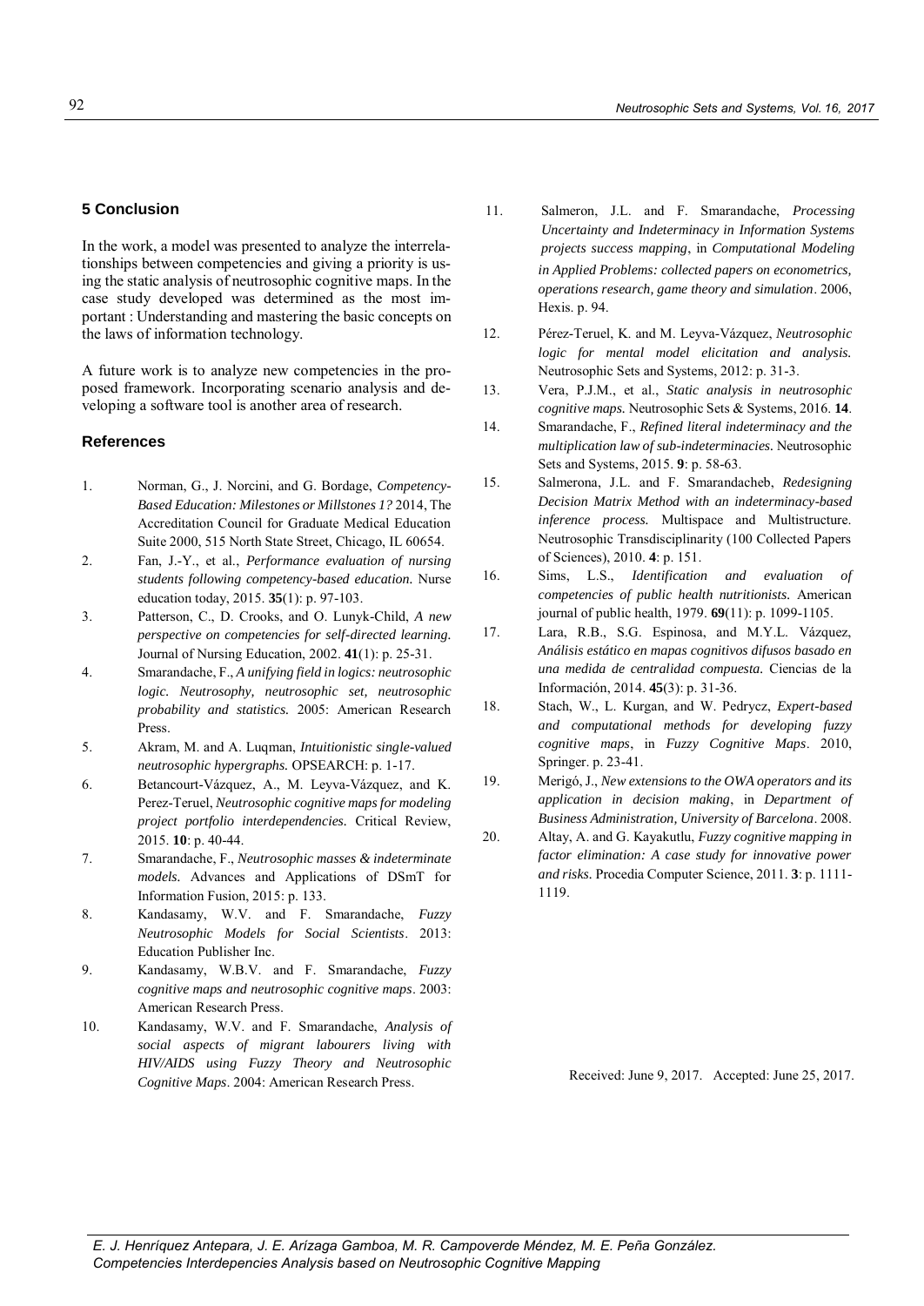## 5 Conclusion

In the work, a model was presented to analyze the interrelationships between competencies and giving a priority is using the static analysis of neutrosophic cognitive maps. In the case study developed was determined as the most important : Understanding and mastering the basic concepts on the laws of information technology.

A future work is to analyze new competencies in the proposed framework. Incorporating scenario analysis and developing a software tool is another area of research.

## References

1. Norman, G., J. Norcini, and G. Bordage, *Competency-Based Education: Milestones or Millstones 1?* 2014, The Accreditation Council for Graduate Medical Education Suite 2000, 515 North State Street, Chicago, IL 60654.
2. Fan, J.-Y., et al., *Performance evaluation of nursing students following competency-based education.* Nurse education today, 2015. **35**(1): p. 97-103.
3. Patterson, C., D. Crooks, and O. Lunyk-Child, *A new perspective on competencies for self-directed learning.* Journal of Nursing Education, 2002. **41**(1): p. 25-31.
4. Smarandache, F., *A unifying field in logics: neutrosophic logic. Neutrosophy, neutrosophic set, neutrosophic probability and statistics.* 2005: American Research Press.
5. Akram, M. and A. Luqman, *Intuitionistic single-valued neutrosophic hypergraphs.* OPSEARCH: p. 1-17.
6. Betancourt-Vázquez, A., M. Leyva-Vázquez, and K. Perez-Teruel, *Neutrosophic cognitive maps for modeling project portfolio interdependencies.* Critical Review, 2015. **10**: p. 40-44.
7. Smarandache, F., *Neutrosophic masses & indeterminate models.* Advances and Applications of DSmT for Information Fusion, 2015: p. 133.
8. Kandasamy, W.V. and F. Smarandache, *Fuzzy Neutrosophic Models for Social Scientists*. 2013: Education Publisher Inc.
9. Kandasamy, W.B.V. and F. Smarandache, *Fuzzy cognitive maps and neutrosophic cognitive maps*. 2003: American Research Press.
10. Kandasamy, W.V. and F. Smarandache, *Analysis of social aspects of migrant labourers living with HIV/AIDS using Fuzzy Theory and Neutrosophic Cognitive Maps*. 2004: American Research Press.
11. Salmeron, J.L. and F. Smarandache, *Processing Uncertainty and Indeterminacy in Information Systems projects success mapping*, in *Computational Modeling in Applied Problems: collected papers on econometrics, operations research, game theory and simulation*. 2006, Hexis. p. 94.
12. Pérez-Teruel, K. and M. Leyva-Vázquez, *Neutrosophic logic for mental model elicitation and analysis.* Neutrosophic Sets and Systems, 2012: p. 31-3.
13. Vera, P.J.M., et al., *Static analysis in neutrosophic cognitive maps.* Neutrosophic Sets & Systems, 2016. **14**.
14. Smarandache, F., *Refined literal indeterminacy and the multiplication law of sub-indeterminacies.* Neutrosophic Sets and Systems, 2015. **9**: p. 58-63.
15. Salmerona, J.L. and F. Smarandacheb, *Redesigning Decision Matrix Method with an indeterminacy-based inference process.* Multispace and Multistructure. Neutrosophic Transdisciplinarity (100 Collected Papers of Sciences), 2010. **4**: p. 151.
16. Sims, L.S., *Identification and evaluation of competencies of public health nutritionists.* American journal of public health, 1979. **69**(11): p. 1099-1105.
17. Lara, R.B., S.G. Espinosa, and M.Y.L. Vázquez, *Análisis estático en mapas cognitivos difusos basado en una medida de centralidad compuesta.* Ciencias de la Información, 2014. **45**(3): p. 31-36.
18. Stach, W., L. Kurgan, and W. Pedrycz, *Expert-based and computational methods for developing fuzzy cognitive maps*, in *Fuzzy Cognitive Maps*. 2010, Springer. p. 23-41.
19. Merigó, J., *New extensions to the OWA operators and its application in decision making*, in *Department of Business Administration, University of Barcelona*. 2008.
20. Altay, A. and G. Kayakutlu, *Fuzzy cognitive mapping in factor elimination: A case study for innovative power and risks.* Procedia Computer Science, 2011. **3**: p. 1111-1119.

Received: June 9, 2017. Accepted: June 25, 2017.